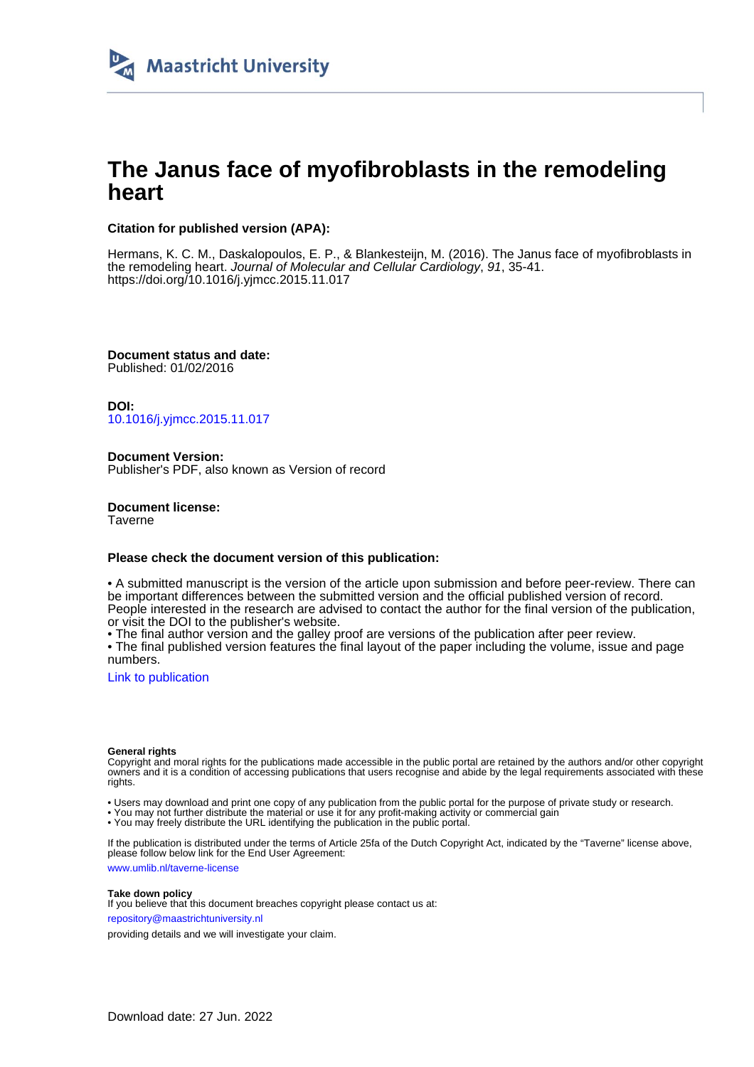Maastricht University

# The Janus face of myofibroblasts in the remodeling heart

### Citation for published version (APA):

Hermans, K. C. M., Daskalopoulos, E. P., & Blankesteijn, M. (2016). The Janus face of myofibroblasts in the remodeling heart. *Journal of Molecular and Cellular Cardiology*, *91*, 35-41. https://doi.org/10.1016/j.yjmcc.2015.11.017

**Document status and date:**
Published: 01/02/2016

**DOI:**
10.1016/j.yjmcc.2015.11.017

**Document Version:**
Publisher's PDF, also known as Version of record

**Document license:**
Taverne

**Please check the document version of this publication:**

• A submitted manuscript is the version of the article upon submission and before peer-review. There can be important differences between the submitted version and the official published version of record. People interested in the research are advised to contact the author for the final version of the publication, or visit the DOI to the publisher's website.
• The final author version and the galley proof are versions of the publication after peer review.
• The final published version features the final layout of the paper including the volume, issue and page numbers.

Link to publication

**General rights**
Copyright and moral rights for the publications made accessible in the public portal are retained by the authors and/or other copyright owners and it is a condition of accessing publications that users recognise and abide by the legal requirements associated with these rights.

• Users may download and print one copy of any publication from the public portal for the purpose of private study or research.
• You may not further distribute the material or use it for any profit-making activity or commercial gain
• You may freely distribute the URL identifying the publication in the public portal.

If the publication is distributed under the terms of Article 25fa of the Dutch Copyright Act, indicated by the "Taverne" license above, please follow below link for the End User Agreement:

www.umlib.nl/taverne-license

**Take down policy**
If you believe that this document breaches copyright please contact us at:

repository@maastrichtuniversity.nl

providing details and we will investigate your claim.

Download date: 27 Jun. 2022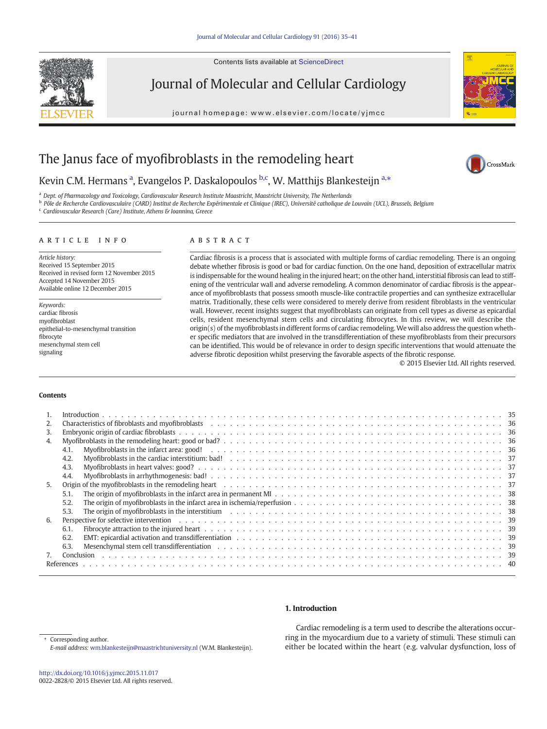# The Janus face of myofibroblasts in the remodeling heart

Kevin C.M. Hermans [a], Evangelos P. Daskalopoulos [b,c], W. Matthijs Blankesteijn [a,*]

[a] Dept. of Pharmacology and Toxicology, Cardiovascular Research Institute Maastricht, Maastricht University, The Netherlands
[b] Pôle de Recherche Cardiovasculaire (CARD) Institut de Recherche Expérimentale et Clinique (IREC), Université catholique de Louvain (UCL), Brussels, Belgium
[c] Cardiovascular Research (Care) Institute, Athens & Ioannina, Greece

## ARTICLE INFO

*Article history:*
Received 15 September 2015
Received in revised form 12 November 2015
Accepted 14 November 2015
Available online 12 December 2015

*Keywords:*
cardiac fibrosis
myofibroblast
epithelial-to-mesenchymal transition
fibrocyte
mesenchymal stem cell
signaling

## ABSTRACT

Cardiac fibrosis is a process that is associated with multiple forms of cardiac remodeling. There is an ongoing debate whether fibrosis is good or bad for cardiac function. On the one hand, deposition of extracellular matrix is indispensable for the wound healing in the injured heart; on the other hand, interstitial fibrosis can lead to stiffening of the ventricular wall and adverse remodeling. A common denominator of cardiac fibrosis is the appearance of myofibroblasts that possess smooth muscle-like contractile properties and can synthesize extracellular matrix. Traditionally, these cells were considered to merely derive from resident fibroblasts in the ventricular wall. However, recent insights suggest that myofibroblasts can originate from cell types as diverse as epicardial cells, resident mesenchymal stem cells and circulating fibrocytes. In this review, we will describe the origin(s) of the myofibroblasts in different forms of cardiac remodeling. We will also address the question whether specific mediators that are involved in the transdifferentiation of these myofibroblasts from their precursors can be identified. This would be of relevance in order to design specific interventions that would attenuate the adverse fibrotic deposition whilst preserving the favorable aspects of the fibrotic response.

© 2015 Elsevier Ltd. All rights reserved.

## Contents

1. Introduction . . . 35
2. Characteristics of fibroblasts and myofibroblasts . . . 36
3. Embryonic origin of cardiac fibroblasts . . . 36
4. Myofibroblasts in the remodeling heart: good or bad? . . . 36
   - 4.1. Myofibroblasts in the infarct area: good! . . . 36
   - 4.2. Myofibroblasts in the cardiac interstitium: bad! . . . 37
   - 4.3. Myofibroblasts in heart valves: good? . . . 37
   - 4.4. Myofibroblasts in arrhythmogenesis: bad! . . . 37
5. Origin of the myofibroblasts in the remodeling heart . . . 37
   - 5.1. The origin of myofibroblasts in the infarct area in permanent MI . . . 38
   - 5.2. The origin of myofibroblasts in the infarct area in ischemia/reperfusion . . . 38
   - 5.3. The origin of myofibroblasts in the interstitium . . . 38
6. Perspective for selective intervention . . . 39
   - 6.1. Fibrocyte attraction to the injured heart . . . 39
   - 6.2. EMT: epicardial activation and transdifferentiation . . . 39
   - 6.3. Mesenchymal stem cell transdifferentiation . . . 39
7. Conclusion . . . 39

References . . . 40

## 1. Introduction

Cardiac remodeling is a term used to describe the alterations occurring in the myocardium due to a variety of stimuli. These stimuli can either be located within the heart (e.g. valvular dysfunction, loss of

\* Corresponding author.
*E-mail address:* wm.blankesteijn@maastrichtuniversity.nl (W.M. Blankesteijn).

http://dx.doi.org/10.1016/j.yjmcc.2015.11.017
0022-2828/© 2015 Elsevier Ltd. All rights reserved.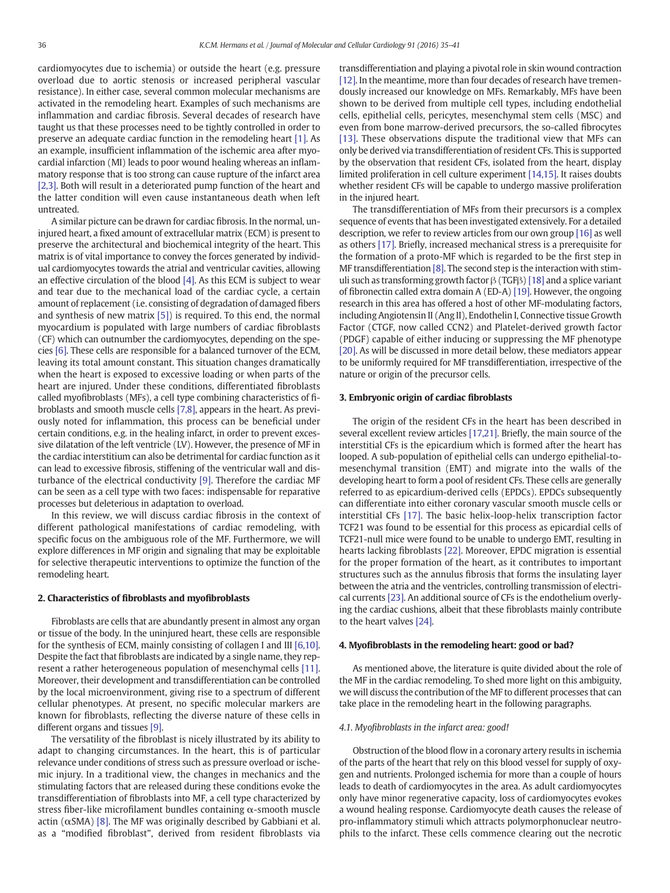cardiomyocytes due to ischemia) or outside the heart (e.g. pressure overload due to aortic stenosis or increased peripheral vascular resistance). In either case, several common molecular mechanisms are activated in the remodeling heart. Examples of such mechanisms are inflammation and cardiac fibrosis. Several decades of research have taught us that these processes need to be tightly controlled in order to preserve an adequate cardiac function in the remodeling heart [1]. As an example, insufficient inflammation of the ischemic area after myocardial infarction (MI) leads to poor wound healing whereas an inflammatory response that is too strong can cause rupture of the infarct area [2,3]. Both will result in a deteriorated pump function of the heart and the latter condition will even cause instantaneous death when left untreated.

A similar picture can be drawn for cardiac fibrosis. In the normal, uninjured heart, a fixed amount of extracellular matrix (ECM) is present to preserve the architectural and biochemical integrity of the heart. This matrix is of vital importance to convey the forces generated by individual cardiomyocytes towards the atrial and ventricular cavities, allowing an effective circulation of the blood [4]. As this ECM is subject to wear and tear due to the mechanical load of the cardiac cycle, a certain amount of replacement (i.e. consisting of degradation of damaged fibers and synthesis of new matrix [5]) is required. To this end, the normal myocardium is populated with large numbers of cardiac fibroblasts (CF) which can outnumber the cardiomyocytes, depending on the species [6]. These cells are responsible for a balanced turnover of the ECM, leaving its total amount constant. This situation changes dramatically when the heart is exposed to excessive loading or when parts of the heart are injured. Under these conditions, differentiated fibroblasts called myofibroblasts (MFs), a cell type combining characteristics of fibroblasts and smooth muscle cells [7,8], appears in the heart. As previously noted for inflammation, this process can be beneficial under certain conditions, e.g. in the healing infarct, in order to prevent excessive dilatation of the left ventricle (LV). However, the presence of MF in the cardiac interstitium can also be detrimental for cardiac function as it can lead to excessive fibrosis, stiffening of the ventricular wall and disturbance of the electrical conductivity [9]. Therefore the cardiac MF can be seen as a cell type with two faces: indispensable for reparative processes but deleterious in adaptation to overload.

In this review, we will discuss cardiac fibrosis in the context of different pathological manifestations of cardiac remodeling, with specific focus on the ambiguous role of the MF. Furthermore, we will explore differences in MF origin and signaling that may be exploitable for selective therapeutic interventions to optimize the function of the remodeling heart.

## 2. Characteristics of fibroblasts and myofibroblasts

Fibroblasts are cells that are abundantly present in almost any organ or tissue of the body. In the uninjured heart, these cells are responsible for the synthesis of ECM, mainly consisting of collagen I and III [6,10]. Despite the fact that fibroblasts are indicated by a single name, they represent a rather heterogeneous population of mesenchymal cells [11]. Moreover, their development and transdifferentiation can be controlled by the local microenvironment, giving rise to a spectrum of different cellular phenotypes. At present, no specific molecular markers are known for fibroblasts, reflecting the diverse nature of these cells in different organs and tissues [9].

The versatility of the fibroblast is nicely illustrated by its ability to adapt to changing circumstances. In the heart, this is of particular relevance under conditions of stress such as pressure overload or ischemic injury. In a traditional view, the changes in mechanics and the stimulating factors that are released during these conditions evoke the transdifferentiation of fibroblasts into MF, a cell type characterized by stress fiber-like microfilament bundles containing α-smooth muscle actin (αSMA) [8]. The MF was originally described by Gabbiani et al. as a "modified fibroblast", derived from resident fibroblasts via transdifferentiation and playing a pivotal role in skin wound contraction [12]. In the meantime, more than four decades of research have tremendously increased our knowledge on MFs. Remarkably, MFs have been shown to be derived from multiple cell types, including endothelial cells, epithelial cells, pericytes, mesenchymal stem cells (MSC) and even from bone marrow-derived precursors, the so-called fibrocytes [13]. These observations dispute the traditional view that MFs can only be derived via transdifferentiation of resident CFs. This is supported by the observation that resident CFs, isolated from the heart, display limited proliferation in cell culture experiment [14,15]. It raises doubts whether resident CFs will be capable to undergo massive proliferation in the injured heart.

The transdifferentiation of MFs from their precursors is a complex sequence of events that has been investigated extensively. For a detailed description, we refer to review articles from our own group [16] as well as others [17]. Briefly, increased mechanical stress is a prerequisite for the formation of a proto-MF which is regarded to be the first step in MF transdifferentiation [8]. The second step is the interaction with stimuli such as transforming growth factor β (TGFβ) [18] and a splice variant of fibronectin called extra domain A (ED-A) [19]. However, the ongoing research in this area has offered a host of other MF-modulating factors, including Angiotensin II (Ang II), Endothelin I, Connective tissue Growth Factor (CTGF, now called CCN2) and Platelet-derived growth factor (PDGF) capable of either inducing or suppressing the MF phenotype [20]. As will be discussed in more detail below, these mediators appear to be uniformly required for MF transdifferentiation, irrespective of the nature or origin of the precursor cells.

## 3. Embryonic origin of cardiac fibroblasts

The origin of the resident CFs in the heart has been described in several excellent review articles [17,21]. Briefly, the main source of the interstitial CFs is the epicardium which is formed after the heart has looped. A sub-population of epithelial cells can undergo epithelial-to-mesenchymal transition (EMT) and migrate into the walls of the developing heart to form a pool of resident CFs. These cells are generally referred to as epicardium-derived cells (EPDCs). EPDCs subsequently can differentiate into either coronary vascular smooth muscle cells or interstitial CFs [17]. The basic helix-loop-helix transcription factor TCF21 was found to be essential for this process as epicardial cells of TCF21-null mice were found to be unable to undergo EMT, resulting in hearts lacking fibroblasts [22]. Moreover, EPDC migration is essential for the proper formation of the heart, as it contributes to important structures such as the annulus fibrosis that forms the insulating layer between the atria and the ventricles, controlling transmission of electrical currents [23]. An additional source of CFs is the endothelium overlying the cardiac cushions, albeit that these fibroblasts mainly contribute to the heart valves [24].

## 4. Myofibroblasts in the remodeling heart: good or bad?

As mentioned above, the literature is quite divided about the role of the MF in the cardiac remodeling. To shed more light on this ambiguity, we will discuss the contribution of the MF to different processes that can take place in the remodeling heart in the following paragraphs.

### 4.1. Myofibroblasts in the infarct area: good!

Obstruction of the blood flow in a coronary artery results in ischemia of the parts of the heart that rely on this blood vessel for supply of oxygen and nutrients. Prolonged ischemia for more than a couple of hours leads to death of cardiomyocytes in the area. As adult cardiomyocytes only have minor regenerative capacity, loss of cardiomyocytes evokes a wound healing response. Cardiomyocyte death causes the release of pro-inflammatory stimuli which attracts polymorphonuclear neutrophils to the infarct. These cells commence clearing out the necrotic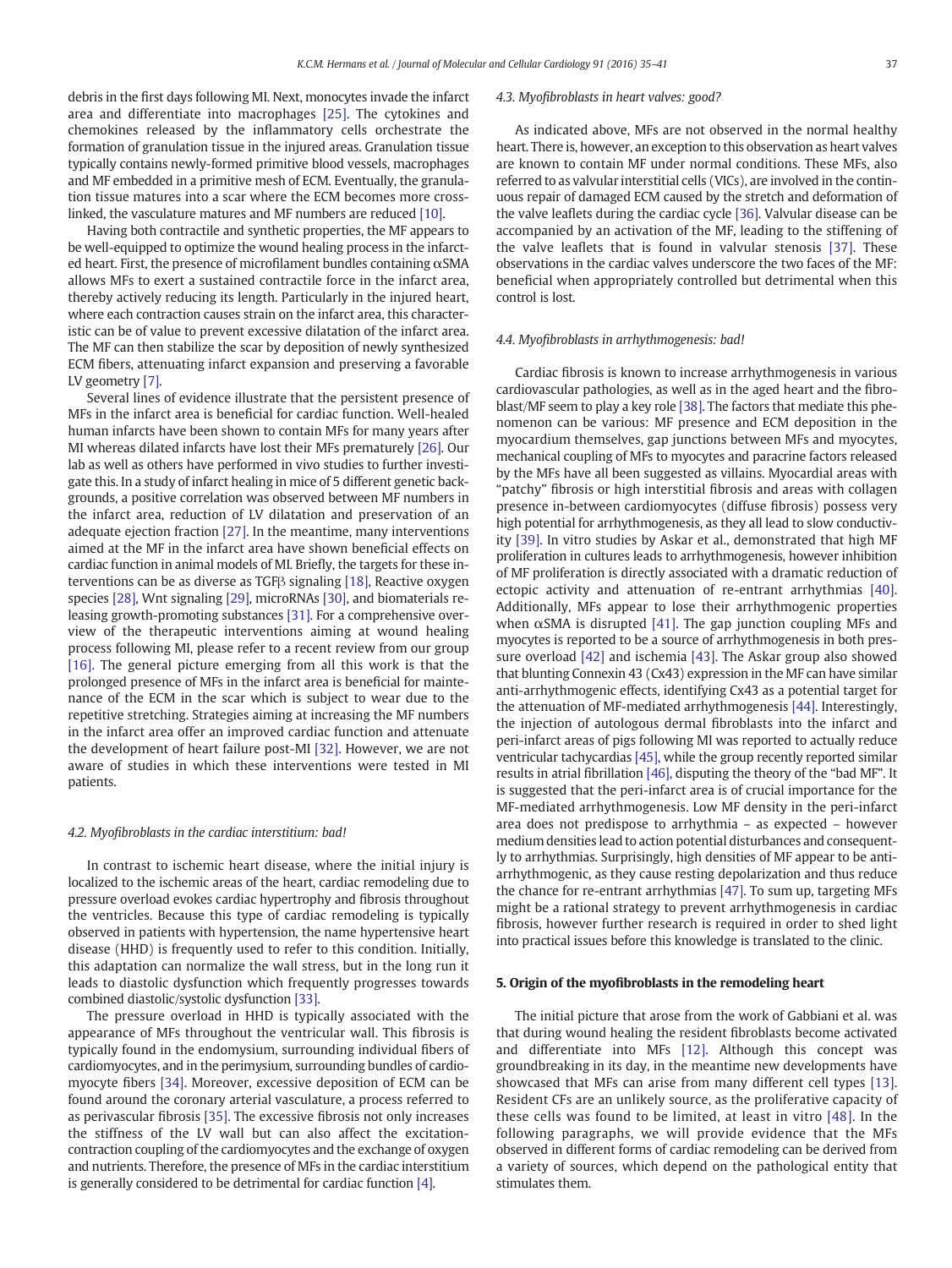debris in the first days following MI. Next, monocytes invade the infarct area and differentiate into macrophages [25]. The cytokines and chemokines released by the inflammatory cells orchestrate the formation of granulation tissue in the injured areas. Granulation tissue typically contains newly-formed primitive blood vessels, macrophages and MF embedded in a primitive mesh of ECM. Eventually, the granulation tissue matures into a scar where the ECM becomes more crosslinked, the vasculature matures and MF numbers are reduced [10].

Having both contractile and synthetic properties, the MF appears to be well-equipped to optimize the wound healing process in the infarcted heart. First, the presence of microfilament bundles containing αSMA allows MFs to exert a sustained contractile force in the infarct area, thereby actively reducing its length. Particularly in the injured heart, where each contraction causes strain on the infarct area, this characteristic can be of value to prevent excessive dilatation of the infarct area. The MF can then stabilize the scar by deposition of newly synthesized ECM fibers, attenuating infarct expansion and preserving a favorable LV geometry [7].

Several lines of evidence illustrate that the persistent presence of MFs in the infarct area is beneficial for cardiac function. Well-healed human infarcts have been shown to contain MFs for many years after MI whereas dilated infarcts have lost their MFs prematurely [26]. Our lab as well as others have performed in vivo studies to further investigate this. In a study of infarct healing in mice of 5 different genetic backgrounds, a positive correlation was observed between MF numbers in the infarct area, reduction of LV dilatation and preservation of an adequate ejection fraction [27]. In the meantime, many interventions aimed at the MF in the infarct area have shown beneficial effects on cardiac function in animal models of MI. Briefly, the targets for these interventions can be as diverse as TGFβ signaling [18], Reactive oxygen species [28], Wnt signaling [29], microRNAs [30], and biomaterials releasing growth-promoting substances [31]. For a comprehensive overview of the therapeutic interventions aiming at wound healing process following MI, please refer to a recent review from our group [16]. The general picture emerging from all this work is that the prolonged presence of MFs in the infarct area is beneficial for maintenance of the ECM in the scar which is subject to wear due to the repetitive stretching. Strategies aiming at increasing the MF numbers in the infarct area offer an improved cardiac function and attenuate the development of heart failure post-MI [32]. However, we are not aware of studies in which these interventions were tested in MI patients.

### 4.2. Myofibroblasts in the cardiac interstitium: bad!

In contrast to ischemic heart disease, where the initial injury is localized to the ischemic areas of the heart, cardiac remodeling due to pressure overload evokes cardiac hypertrophy and fibrosis throughout the ventricles. Because this type of cardiac remodeling is typically observed in patients with hypertension, the name hypertensive heart disease (HHD) is frequently used to refer to this condition. Initially, this adaptation can normalize the wall stress, but in the long run it leads to diastolic dysfunction which frequently progresses towards combined diastolic/systolic dysfunction [33].

The pressure overload in HHD is typically associated with the appearance of MFs throughout the ventricular wall. This fibrosis is typically found in the endomysium, surrounding individual fibers of cardiomyocytes, and in the perimysium, surrounding bundles of cardiomyocyte fibers [34]. Moreover, excessive deposition of ECM can be found around the coronary arterial vasculature, a process referred to as perivascular fibrosis [35]. The excessive fibrosis not only increases the stiffness of the LV wall but can also affect the excitation-contraction coupling of the cardiomyocytes and the exchange of oxygen and nutrients. Therefore, the presence of MFs in the cardiac interstitium is generally considered to be detrimental for cardiac function [4].

### 4.3. Myofibroblasts in heart valves: good?

As indicated above, MFs are not observed in the normal healthy heart. There is, however, an exception to this observation as heart valves are known to contain MF under normal conditions. These MFs, also referred to as valvular interstitial cells (VICs), are involved in the continuous repair of damaged ECM caused by the stretch and deformation of the valve leaflets during the cardiac cycle [36]. Valvular disease can be accompanied by an activation of the MF, leading to the stiffening of the valve leaflets that is found in valvular stenosis [37]. These observations in the cardiac valves underscore the two faces of the MF: beneficial when appropriately controlled but detrimental when this control is lost.

### 4.4. Myofibroblasts in arrhythmogenesis: bad!

Cardiac fibrosis is known to increase arrhythmogenesis in various cardiovascular pathologies, as well as in the aged heart and the fibroblast/MF seem to play a key role [38]. The factors that mediate this phenomenon can be various: MF presence and ECM deposition in the myocardium themselves, gap junctions between MFs and myocytes, mechanical coupling of MFs to myocytes and paracrine factors released by the MFs have all been suggested as villains. Myocardial areas with "patchy" fibrosis or high interstitial fibrosis and areas with collagen presence in-between cardiomyocytes (diffuse fibrosis) possess very high potential for arrhythmogenesis, as they all lead to slow conductivity [39]. In vitro studies by Askar et al., demonstrated that high MF proliferation in cultures leads to arrhythmogenesis, however inhibition of MF proliferation is directly associated with a dramatic reduction of ectopic activity and attenuation of re-entrant arrhythmias [40]. Additionally, MFs appear to lose their arrhythmogenic properties when αSMA is disrupted [41]. The gap junction coupling MFs and myocytes is reported to be a source of arrhythmogenesis in both pressure overload [42] and ischemia [43]. The Askar group also showed that blunting Connexin 43 (Cx43) expression in the MF can have similar anti-arrhythmogenic effects, identifying Cx43 as a potential target for the attenuation of MF-mediated arrhythmogenesis [44]. Interestingly, the injection of autologous dermal fibroblasts into the infarct and peri-infarct areas of pigs following MI was reported to actually reduce ventricular tachycardias [45], while the group recently reported similar results in atrial fibrillation [46], disputing the theory of the "bad MF". It is suggested that the peri-infarct area is of crucial importance for the MF-mediated arrhythmogenesis. Low MF density in the peri-infarct area does not predispose to arrhythmia – as expected – however medium densities lead to action potential disturbances and consequently to arrhythmias. Surprisingly, high densities of MF appear to be anti-arrhythmogenic, as they cause resting depolarization and thus reduce the chance for re-entrant arrhythmias [47]. To sum up, targeting MFs might be a rational strategy to prevent arrhythmogenesis in cardiac fibrosis, however further research is required in order to shed light into practical issues before this knowledge is translated to the clinic.

## 5. Origin of the myofibroblasts in the remodeling heart

The initial picture that arose from the work of Gabbiani et al. was that during wound healing the resident fibroblasts become activated and differentiate into MFs [12]. Although this concept was groundbreaking in its day, in the meantime new developments have showcased that MFs can arise from many different cell types [13]. Resident CFs are an unlikely source, as the proliferative capacity of these cells was found to be limited, at least in vitro [48]. In the following paragraphs, we will provide evidence that the MFs observed in different forms of cardiac remodeling can be derived from a variety of sources, which depend on the pathological entity that stimulates them.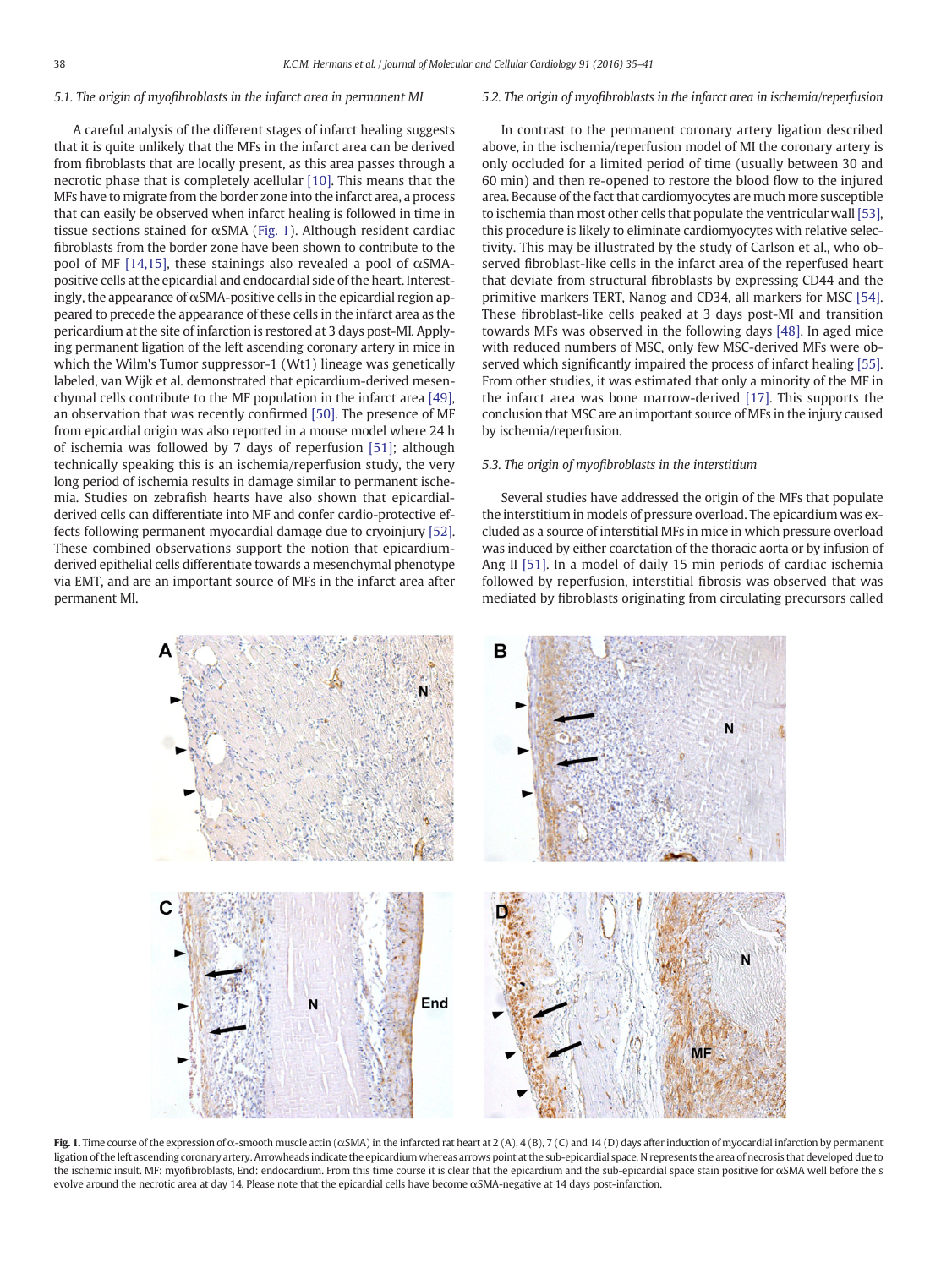### 5.1. The origin of myofibroblasts in the infarct area in permanent MI

A careful analysis of the different stages of infarct healing suggests that it is quite unlikely that the MFs in the infarct area can be derived from fibroblasts that are locally present, as this area passes through a necrotic phase that is completely acellular [10]. This means that the MFs have to migrate from the border zone into the infarct area, a process that can easily be observed when infarct healing is followed in time in tissue sections stained for αSMA (Fig. 1). Although resident cardiac fibroblasts from the border zone have been shown to contribute to the pool of MF [14,15], these stainings also revealed a pool of αSMA-positive cells at the epicardial and endocardial side of the heart. Interestingly, the appearance of αSMA-positive cells in the epicardial region appeared to precede the appearance of these cells in the infarct area as the pericardium at the site of infarction is restored at 3 days post-MI. Applying permanent ligation of the left ascending coronary artery in mice in which the Wilm's Tumor suppressor-1 (Wt1) lineage was genetically labeled, van Wijk et al. demonstrated that epicardium-derived mesenchymal cells contribute to the MF population in the infarct area [49], an observation that was recently confirmed [50]. The presence of MF from epicardial origin was also reported in a mouse model where 24 h of ischemia was followed by 7 days of reperfusion [51]; although technically speaking this is an ischemia/reperfusion study, the very long period of ischemia results in damage similar to permanent ischemia. Studies on zebrafish hearts have also shown that epicardial-derived cells can differentiate into MF and confer cardio-protective effects following permanent myocardial damage due to cryoinjury [52]. These combined observations support the notion that epicardium-derived epithelial cells differentiate towards a mesenchymal phenotype via EMT, and are an important source of MFs in the infarct area after permanent MI.

### 5.2. The origin of myofibroblasts in the infarct area in ischemia/reperfusion

In contrast to the permanent coronary artery ligation described above, in the ischemia/reperfusion model of MI the coronary artery is only occluded for a limited period of time (usually between 30 and 60 min) and then re-opened to restore the blood flow to the injured area. Because of the fact that cardiomyocytes are much more susceptible to ischemia than most other cells that populate the ventricular wall [53], this procedure is likely to eliminate cardiomyocytes with relative selectivity. This may be illustrated by the study of Carlson et al., who observed fibroblast-like cells in the infarct area of the reperfused heart that deviate from structural fibroblasts by expressing CD44 and the primitive markers TERT, Nanog and CD34, all markers for MSC [54]. These fibroblast-like cells peaked at 3 days post-MI and transition towards MFs was observed in the following days [48]. In aged mice with reduced numbers of MSC, only few MSC-derived MFs were observed which significantly impaired the process of infarct healing [55]. From other studies, it was estimated that only a minority of the MF in the infarct area was bone marrow-derived [17]. This supports the conclusion that MSC are an important source of MFs in the injury caused by ischemia/reperfusion.

### 5.3. The origin of myofibroblasts in the interstitium

Several studies have addressed the origin of the MFs that populate the interstitium in models of pressure overload. The epicardium was excluded as a source of interstitial MFs in mice in which pressure overload was induced by either coarctation of the thoracic aorta or by infusion of Ang II [51]. In a model of daily 15 min periods of cardiac ischemia followed by reperfusion, interstitial fibrosis was observed that was mediated by fibroblasts originating from circulating precursors called

**Fig. 1.** Time course of the expression of α-smooth muscle actin (αSMA) in the infarcted rat heart at 2 (A), 4 (B), 7 (C) and 14 (D) days after induction of myocardial infarction by permanent ligation of the left ascending coronary artery. Arrowheads indicate the epicardium whereas arrows point at the sub-epicardial space. N represents the area of necrosis that developed due to the ischemic insult. MF: myofibroblasts, End: endocardium. From this time course it is clear that the epicardium and the sub-epicardial space stain positive for αSMA well before the s evolve around the necrotic area at day 14. Please note that the epicardial cells have become αSMA-negative at 14 days post-infarction.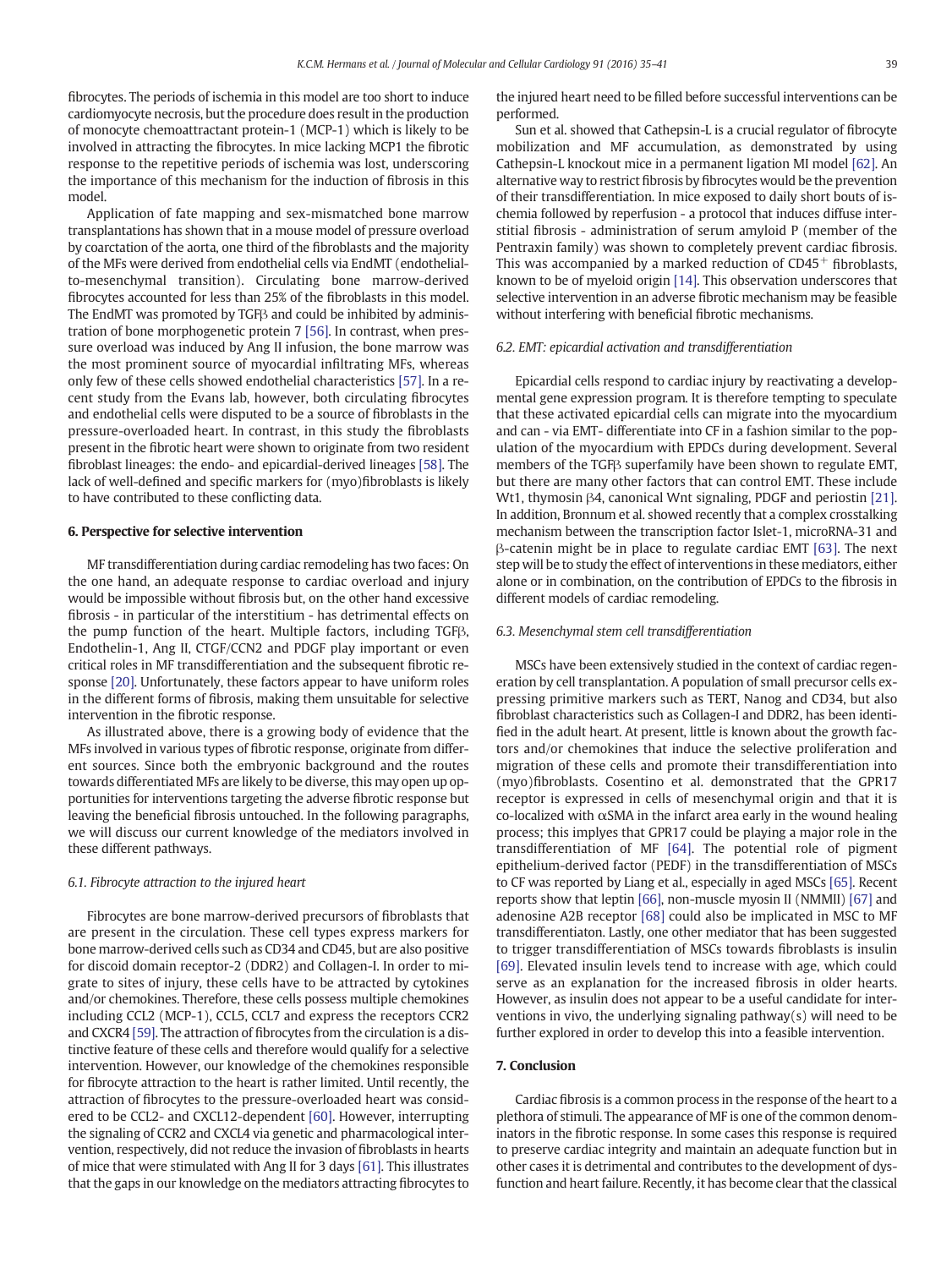fibrocytes. The periods of ischemia in this model are too short to induce cardiomyocyte necrosis, but the procedure does result in the production of monocyte chemoattractant protein-1 (MCP-1) which is likely to be involved in attracting the fibrocytes. In mice lacking MCP1 the fibrotic response to the repetitive periods of ischemia was lost, underscoring the importance of this mechanism for the induction of fibrosis in this model.

Application of fate mapping and sex-mismatched bone marrow transplantations has shown that in a mouse model of pressure overload by coarctation of the aorta, one third of the fibroblasts and the majority of the MFs were derived from endothelial cells via EndMT (endothelial-to-mesenchymal transition). Circulating bone marrow-derived fibrocytes accounted for less than 25% of the fibroblasts in this model. The EndMT was promoted by TGFβ and could be inhibited by administration of bone morphogenetic protein 7 [56]. In contrast, when pressure overload was induced by Ang II infusion, the bone marrow was the most prominent source of myocardial infiltrating MFs, whereas only few of these cells showed endothelial characteristics [57]. In a recent study from the Evans lab, however, both circulating fibrocytes and endothelial cells were disputed to be a source of fibroblasts in the pressure-overloaded heart. In contrast, in this study the fibroblasts present in the fibrotic heart were shown to originate from two resident fibroblast lineages: the endo- and epicardial-derived lineages [58]. The lack of well-defined and specific markers for (myo)fibroblasts is likely to have contributed to these conflicting data.

## 6. Perspective for selective intervention

MF transdifferentiation during cardiac remodeling has two faces: On the one hand, an adequate response to cardiac overload and injury would be impossible without fibrosis but, on the other hand excessive fibrosis - in particular of the interstitium - has detrimental effects on the pump function of the heart. Multiple factors, including TGFβ, Endothelin-1, Ang II, CTGF/CCN2 and PDGF play important or even critical roles in MF transdifferentiation and the subsequent fibrotic response [20]. Unfortunately, these factors appear to have uniform roles in the different forms of fibrosis, making them unsuitable for selective intervention in the fibrotic response.

As illustrated above, there is a growing body of evidence that the MFs involved in various types of fibrotic response, originate from different sources. Since both the embryonic background and the routes towards differentiated MFs are likely to be diverse, this may open up opportunities for interventions targeting the adverse fibrotic response but leaving the beneficial fibrosis untouched. In the following paragraphs, we will discuss our current knowledge of the mediators involved in these different pathways.

### 6.1. Fibrocyte attraction to the injured heart

Fibrocytes are bone marrow-derived precursors of fibroblasts that are present in the circulation. These cell types express markers for bone marrow-derived cells such as CD34 and CD45, but are also positive for discoid domain receptor-2 (DDR2) and Collagen-I. In order to migrate to sites of injury, these cells have to be attracted by cytokines and/or chemokines. Therefore, these cells possess multiple chemokines including CCL2 (MCP-1), CCL5, CCL7 and express the receptors CCR2 and CXCR4 [59]. The attraction of fibrocytes from the circulation is a distinctive feature of these cells and therefore would qualify for a selective intervention. However, our knowledge of the chemokines responsible for fibrocyte attraction to the heart is rather limited. Until recently, the attraction of fibrocytes to the pressure-overloaded heart was considered to be CCL2- and CXCL12-dependent [60]. However, interrupting the signaling of CCR2 and CXCL4 via genetic and pharmacological intervention, respectively, did not reduce the invasion of fibroblasts in hearts of mice that were stimulated with Ang II for 3 days [61]. This illustrates that the gaps in our knowledge on the mediators attracting fibrocytes to the injured heart need to be filled before successful interventions can be performed.

Sun et al. showed that Cathepsin-L is a crucial regulator of fibrocyte mobilization and MF accumulation, as demonstrated by using Cathepsin-L knockout mice in a permanent ligation MI model [62]. An alternative way to restrict fibrosis by fibrocytes would be the prevention of their transdifferentiation. In mice exposed to daily short bouts of ischemia followed by reperfusion - a protocol that induces diffuse interstitial fibrosis - administration of serum amyloid P (member of the Pentraxin family) was shown to completely prevent cardiac fibrosis. This was accompanied by a marked reduction of CD45$^+$ fibroblasts, known to be of myeloid origin [14]. This observation underscores that selective intervention in an adverse fibrotic mechanism may be feasible without interfering with beneficial fibrotic mechanisms.

### 6.2. EMT: epicardial activation and transdifferentiation

Epicardial cells respond to cardiac injury by reactivating a developmental gene expression program. It is therefore tempting to speculate that these activated epicardial cells can migrate into the myocardium and can - via EMT- differentiate into CF in a fashion similar to the population of the myocardium with EPDCs during development. Several members of the TGFβ superfamily have been shown to regulate EMT, but there are many other factors that can control EMT. These include Wt1, thymosin β4, canonical Wnt signaling, PDGF and periostin [21]. In addition, Bronnum et al. showed recently that a complex crosstalking mechanism between the transcription factor Islet-1, microRNA-31 and β-catenin might be in place to regulate cardiac EMT [63]. The next step will be to study the effect of interventions in these mediators, either alone or in combination, on the contribution of EPDCs to the fibrosis in different models of cardiac remodeling.

### 6.3. Mesenchymal stem cell transdifferentiation

MSCs have been extensively studied in the context of cardiac regeneration by cell transplantation. A population of small precursor cells expressing primitive markers such as TERT, Nanog and CD34, but also fibroblast characteristics such as Collagen-I and DDR2, has been identified in the adult heart. At present, little is known about the growth factors and/or chemokines that induce the selective proliferation and migration of these cells and promote their transdifferentiation into (myo)fibroblasts. Cosentino et al. demonstrated that the GPR17 receptor is expressed in cells of mesenchymal origin and that it is co-localized with αSMA in the infarct area early in the wound healing process; this implyes that GPR17 could be playing a major role in the transdifferentiation of MF [64]. The potential role of pigment epithelium-derived factor (PEDF) in the transdifferentiation of MSCs to CF was reported by Liang et al., especially in aged MSCs [65]. Recent reports show that leptin [66], non-muscle myosin II (NMMII) [67] and adenosine A2B receptor [68] could also be implicated in MSC to MF transdifferentiaton. Lastly, one other mediator that has been suggested to trigger transdifferentiation of MSCs towards fibroblasts is insulin [69]. Elevated insulin levels tend to increase with age, which could serve as an explanation for the increased fibrosis in older hearts. However, as insulin does not appear to be a useful candidate for interventions in vivo, the underlying signaling pathway(s) will need to be further explored in order to develop this into a feasible intervention.

## 7. Conclusion

Cardiac fibrosis is a common process in the response of the heart to a plethora of stimuli. The appearance of MF is one of the common denominators in the fibrotic response. In some cases this response is required to preserve cardiac integrity and maintain an adequate function but in other cases it is detrimental and contributes to the development of dysfunction and heart failure. Recently, it has become clear that the classical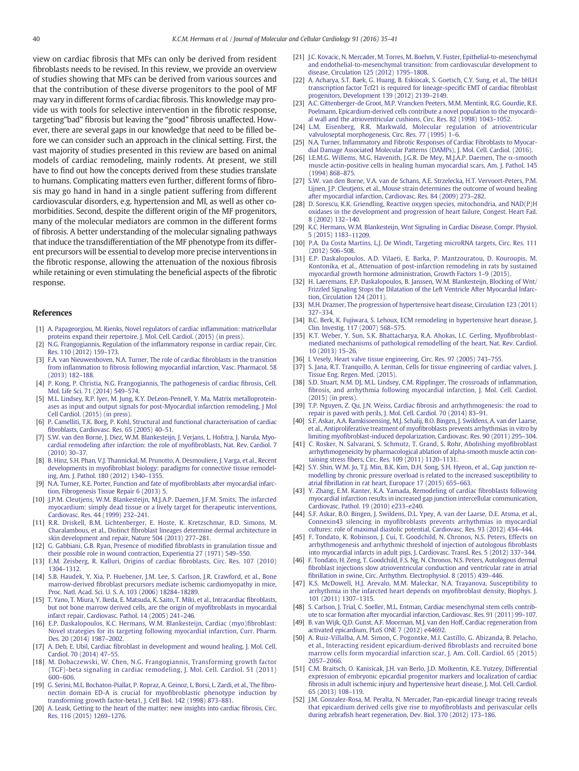view on cardiac fibrosis that MFs can only be derived from resident fibroblasts needs to be revised. In this review, we provide an overview of studies showing that MFs can be derived from various sources and that the contribution of these diverse progenitors to the pool of MF may vary in different forms of cardiac fibrosis. This knowledge may provide us with tools for selective intervention in the fibrotic response, targeting"bad" fibrosis but leaving the "good" fibrosis unaffected. However, there are several gaps in our knowledge that need to be filled before we can consider such an approach in the clinical setting. First, the vast majority of studies presented in this review are based on animal models of cardiac remodeling, mainly rodents. At present, we still have to find out how the concepts derived from these studies translate to humans. Complicating matters even further, different forms of fibrosis may go hand in hand in a single patient suffering from different cardiovascular disorders, e.g. hypertension and MI, as well as other comorbidities. Second, despite the different origin of the MF progenitors, many of the molecular mediators are common in the different forms of fibrosis. A better understanding of the molecular signaling pathways that induce the transdifferentiation of the MF phenotype from its different precursors will be essential to develop more precise interventions in the fibrotic response, allowing the attenuation of the noxious fibrosis while retaining or even stimulating the beneficial aspects of the fibrotic response.

## References

[1] A. Papageorgiou, M. Rienks, Novel regulators of cardiac inflammation: matricellular proteins expand their repertoire, J. Mol. Cell. Cardiol. (2015) (in press).

[2] N.G. Frangogiannis, Regulation of the inflammatory response in cardiac repair, Circ. Res. 110 (2012) 159–173.

[3] F.A. van Nieuwenhoven, N.A. Turner, The role of cardiac fibroblasts in the transition from inflammation to fibrosis following myocardial infarction, Vasc. Pharmacol. 58 (2013) 182–188.

[4] P. Kong, P. Christia, N.G. Frangogiannis, The pathogenesis of cardiac fibrosis, Cell. Mol. Life Sci. 71 (2014) 549–574.

[5] M.L. Lindsey, R.P. Iyer, M. Jung, K.Y. DeLeon-Pennell, Y. Ma, Matrix metalloproteinases as input and output signals for post-Myocardial infarction remodeling, J Mol Cell Cardiol. (2015) (in press).

[6] P. Camelliti, T.K. Borg, P. Kohl, Structural and functional characterisation of cardiac fibroblasts, Cardiovasc. Res. 65 (2005) 40–51.

[7] S.W. van den Borne, J. Diez, W.M. Blankesteijn, J. Verjans, L. Hofstra, J. Narula, Myocardial remodeling after infarction: the role of myofibroblasts, Nat. Rev. Cardiol. 7 (2010) 30–37.

[8] B. Hinz, S.H. Phan, V.J. Thannickal, M. Prunotto, A. Desmouliere, J. Varga, et al., Recent developments in myofibroblast biology: paradigms for connective tissue remodeling, Am. J. Pathol. 180 (2012) 1340–1355.

[9] N.A. Turner, K.E. Porter, Function and fate of myofibroblasts after myocardial infarction, Fibrogenesis Tissue Repair 6 (2013) 5.

[10] J.P.M. Cleutjens, W.M. Blankesteijn, M.J.A.P. Daemen, J.F.M. Smits, The infarcted myocardium: simply dead tissue or a lively target for therapeutic interventions, Cardiovasc. Res. 44 (1999) 232–241.

[11] R.R. Driskell, B.M. Lichtenberger, E. Hoste, K. Kretzschmar, B.D. Simons, M. Charalambous, et al., Distinct fibroblast lineages determine dermal architecture in skin development and repair, Nature 504 (2013) 277–281.

[12] G. Gabbiani, G.B. Ryan, Presence of modified fibroblasts in granulation tissue and their possible role in wound contraction, Experientia 27 (1971) 549–550.

[13] E.M. Zeisberg, R. Kalluri, Origins of cardiac fibroblasts, Circ. Res. 107 (2010) 1304–1312.

[14] S.B. Haudek, Y. Xia, P. Huebener, J.M. Lee, S. Carlson, J.R. Crawford, et al., Bone marrow-derived fibroblast precursors mediate ischemic cardiomyopathy in mice, Proc. Natl. Acad. Sci. U. S. A. 103 (2006) 18284–18289.

[15] T. Yano, T. Miura, Y. Ikeda, E. Matsuda, K. Saito, T. Miki, et al., Intracardiac fibroblasts, but not bone marrow derived cells, are the origin of myofibroblasts in myocardial infarct repair, Cardiovasc. Pathol. 14 (2005) 241–246.

[16] E.P. Daskalopoulos, K.C. Hermans, W.M. Blankesteijn, Cardiac (myo)fibroblast: Novel strategies for its targeting following myocardial infarction, Curr. Pharm. Des. 20 (2014) 1987–2002.

[17] A. Deb, E. Ubil, Cardiac fibroblast in development and wound healing, J. Mol. Cell. Cardiol. 70 (2014) 47–55.

[18] M. Dobaczewski, W. Chen, N.G. Frangogiannis, Transforming growth factor (TGF)-beta signaling in cardiac remodeling, J. Mol. Cell. Cardiol. 51 (2011) 600–606.

[19] G. Serini, M.L. Bochaton-Piallat, P. Ropraz, A. Geinoz, L. Borsi, L. Zardi, et al., The fibronectin domain ED-A is crucial for myofibroblastic phenotype induction by transforming growth factor-beta1, J. Cell Biol. 142 (1998) 873–881.

[20] A. Leask, Getting to the heart of the matter: new insights into cardiac fibrosis, Circ. Res. 116 (2015) 1269–1276.

[21] J.C. Kovacic, N. Mercader, M. Torres, M. Boehm, V. Fuster, Epithelial-to-mesenchymal and endothelial-to-mesenchymal transition: from cardiovascular development to disease, Circulation 125 (2012) 1795–1808.

[22] A. Acharya, S.T. Baek, G. Huang, B. Eskiocak, S. Goetsch, C.Y. Sung, et al., The bHLH transcription factor Tcf21 is required for lineage-specific EMT of cardiac fibroblast progenitors, Development 139 (2012) 2139–2149.

[23] A.C. Gittenberger-de Groot, M.P. Vrancken Peeters, M.M. Mentink, R.G. Gourdie, R.E. Poelmann, Epicardium-derived cells contribute a novel population to the myocardial wall and the atrioventricular cushions, Circ. Res. 82 (1998) 1043–1052.

[24] L.M. Eisenberg, R.R. Markwald, Molecular regulation of atrioventricular valvuloseptal morphogenesis, Circ. Res. 77 (1995) 1–6.

[25] N.A. Turner, Inflammatory and Fibrotic Responses of Cardiac Fibroblasts to Myocardial Damage Associated Molecular Patterns (DAMPs), J. Mol. Cell. Cardiol. (2016).

[26] I.E.M.G. Willems, M.G. Havenith, J.G.R. De Mey, M.J.A.P. Daemen, The α-smooth muscle actin-positive cells in healing human myocardial scars, Am. J. Pathol. 145 (1994) 868–875.

[27] S.W. van den Borne, V.A. van de Schans, A.E. Strzelecka, H.T. Vervoort-Peters, P.M. Lijnen, J.P. Cleutjens, et al., Mouse strain determines the outcome of wound healing after myocardial infarction, Cardiovasc. Res. 84 (2009) 273–282.

[28] D. Sorescu, K.K. Griendling, Reactive oxygen species, mitochondria, and NAD(P)H oxidases in the development and progression of heart failure, Congest. Heart Fail. 8 (2002) 132–140.

[29] K.C. Hermans, W.M. Blankesteijn, Wnt Signaling in Cardiac Disease, Compr. Physiol. 5 (2015) 1183–11209.

[30] P.A. Da Costa Martins, L.J. De Windt, Targeting microRNA targets, Circ. Res. 111 (2012) 506–508.

[31] E.P. Daskalopoulos, A.D. Vilaeti, E. Barka, P. Mantzouratou, D. Kouroupis, M. Kontonika, et al., Attenuation of post-infarction remodeling in rats by sustained myocardial growth hormone administration, Growth Factors 1–9 (2015).

[32] H. Laeremans, E.P. Daskalopoulos, B. Janssen, W.M. Blankesteijn, Blocking of Wnt/Frizzled Signaling Stops the Dilatation of the Left Ventricle After Myocardial Infarction, Circulation 124 (2011).

[33] M.H. Drazner, The progression of hypertensive heart disease, Circulation 123 (2011) 327–334.

[34] B.C. Berk, K. Fujiwara, S. Lehoux, ECM remodeling in hypertensive heart disease, J. Clin. Investig. 117 (2007) 568–575.

[35] K.T. Weber, Y. Sun, S.K. Bhattacharya, R.A. Ahokas, I.C. Gerling, Myofibroblast-mediated mechanisms of pathological remodelling of the heart, Nat. Rev. Cardiol. 10 (2013) 15–26.

[36] I. Vesely, Heart valve tissue engineering, Circ. Res. 97 (2005) 743–755.

[37] S. Jana, R.T. Tranquillo, A. Lerman, Cells for tissue engineering of cardiac valves, J. Tissue Eng. Regen. Med. (2015).

[38] S.D. Stuart, N.M. DJ, M.L. Lindsey, C.M. Ripplinger, The crossroads of inflammation, fibrosis, and arrhythmia following myocardial infarction, J. Mol. Cell. Cardiol. (2015) (in press).

[39] T.P. Nguyen, Z. Qu, J.N. Weiss, Cardiac fibrosis and arrhythmogenesis: the road to repair is paved with perils, J. Mol. Cell. Cardiol. 70 (2014) 83–91.

[40] S.F. Askar, A.A. Ramkisoensing, M.J. Schalij, B.O. Bingen, J. Swildens, A. van der Laarse, et al., Antiproliferative treatment of myofibroblasts prevents arrhythmias in vitro by limiting myofibroblast-induced depolarization, Cardiovasc. Res. 90 (2011) 295–304.

[41] C. Rosker, N. Salvarani, S. Schmutz, T. Grand, S. Rohr, Abolishing myofibroblast arrhythmogeneicity by pharmacological ablation of alpha-smooth muscle actin containing stress fibers, Circ. Res. 109 (2011) 1120–1131.

[42] S.Y. Shin, W.M. Jo, T.J. Min, B.K. Kim, D.H. Song, S.H. Hyeon, et al., Gap junction remodelling by chronic pressure overload is related to the increased susceptibility to atrial fibrillation in rat heart, Europace 17 (2015) 655–663.

[43] Y. Zhang, E.M. Kanter, K.A. Yamada, Remodeling of cardiac fibroblasts following myocardial infarction results in increased gap junction intercellular communication, Cardiovasc. Pathol. 19 (2010) e233–e240.

[44] S.F. Askar, B.O. Bingen, J. Swildens, D.L. Ypey, A. van der Laarse, D.E. Atsma, et al., Connexin43 silencing in myofibroblasts prevents arrhythmias in myocardial cultures: role of maximal diastolic potential, Cardiovasc. Res. 93 (2012) 434–444.

[45] F. Tondato, K. Robinson, J. Cui, T. Goodchild, N. Chronos, N.S. Peters, Effects on arrhythmogenesis and arrhythmic threshold of injection of autologous fibroblasts into myocardial infarcts in adult pigs, J. Cardiovasc. Transl. Res. 5 (2012) 337–344.

[46] F. Tondato, H. Zeng, T. Goodchild, F.S. Ng, N. Chronos, N.S. Peters, Autologous dermal fibroblast injections slow intraventricular conduction and ventricular rate in atrial fibrillation in swine, Circ. Arrhythm. Electrophysiol. 8 (2015) 439–446.

[47] K.S. McDowell, H.J. Arevalo, M.M. Maleckar, N.A. Trayanova, Susceptibility to arrhythmia in the infarcted heart depends on myofibroblast density, Biophys. J. 101 (2011) 1307–1315.

[48] S. Carlson, J. Trial, C. Soeller, M.L. Entman, Cardiac mesenchymal stem cells contribute to scar formation after myocardial infarction, Cardiovasc. Res. 91 (2011) 99–107.

[49] B. van Wijk, Q.D. Gunst, A.F. Moorman, M.J. van den Hoff, Cardiac regeneration from activated epicardium, PLoS ONE 7 (2012) e44692.

[50] A. Ruiz-Villalba, A.M. Simon, C. Pogontke, M.I. Castillo, G. Abizanda, B. Pelacho, et al., Interacting resident epicardium-derived fibroblasts and recruited bone marrow cells form myocardial infarction scar, J. Am. Coll. Cardiol. 65 (2015) 2057–2066.

[51] C.M. Braitsch, O. Kanisicak, J.H. van Berlo, J.D. Molkentin, K.E. Yutzey, Differential expression of embryonic epicardial progenitor markers and localization of cardiac fibrosis in adult ischemic injury and hypertensive heart disease, J. Mol. Cell. Cardiol. 65 (2013) 108–119.

[52] J.M. Gonzalez-Rosa, M. Peralta, N. Mercader, Pan-epicardial lineage tracing reveals that epicardium derived cells give rise to myofibroblasts and perivascular cells during zebrafish heart regeneration, Dev. Biol. 370 (2012) 173–186.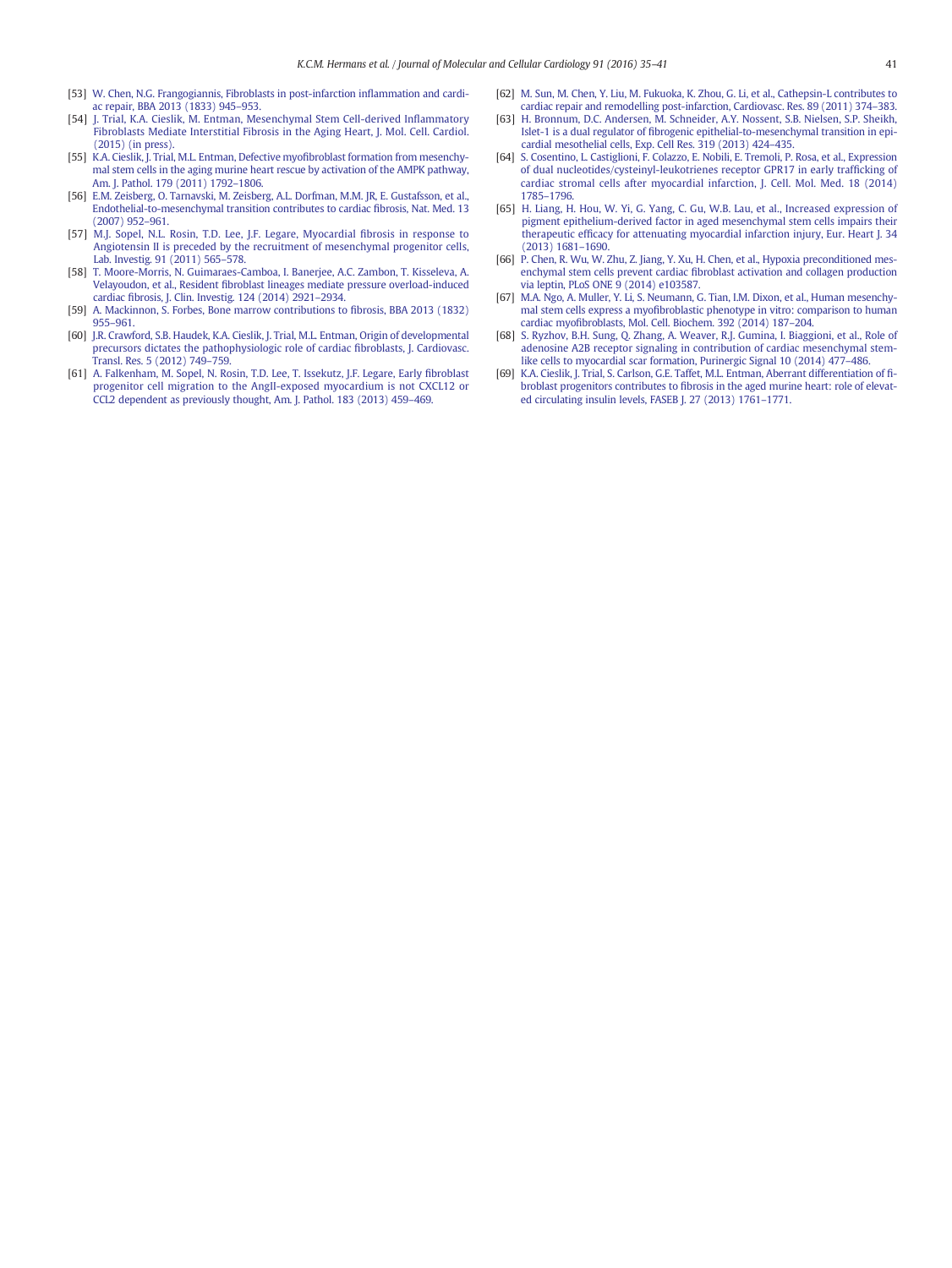[53] W. Chen, N.G. Frangogiannis, Fibroblasts in post-infarction inflammation and cardiac repair, BBA 2013 (1833) 945–953.

[54] J. Trial, K.A. Cieslik, M. Entman, Mesenchymal Stem Cell-derived Inflammatory Fibroblasts Mediate Interstitial Fibrosis in the Aging Heart, J. Mol. Cell. Cardiol. (2015) (in press).

[55] K.A. Cieslik, J. Trial, M.L. Entman, Defective myofibroblast formation from mesenchymal stem cells in the aging murine heart rescue by activation of the AMPK pathway, Am. J. Pathol. 179 (2011) 1792–1806.

[56] E.M. Zeisberg, O. Tarnavski, M. Zeisberg, A.L. Dorfman, M.M. JR, E. Gustafsson, et al., Endothelial-to-mesenchymal transition contributes to cardiac fibrosis, Nat. Med. 13 (2007) 952–961.

[57] M.J. Sopel, N.L. Rosin, T.D. Lee, J.F. Legare, Myocardial fibrosis in response to Angiotensin II is preceded by the recruitment of mesenchymal progenitor cells, Lab. Investig. 91 (2011) 565–578.

[58] T. Moore-Morris, N. Guimaraes-Camboa, I. Banerjee, A.C. Zambon, T. Kisseleva, A. Velayoudon, et al., Resident fibroblast lineages mediate pressure overload-induced cardiac fibrosis, J. Clin. Investig. 124 (2014) 2921–2934.

[59] A. Mackinnon, S. Forbes, Bone marrow contributions to fibrosis, BBA 2013 (1832) 955–961.

[60] J.R. Crawford, S.B. Haudek, K.A. Cieslik, J. Trial, M.L. Entman, Origin of developmental precursors dictates the pathophysiologic role of cardiac fibroblasts, J. Cardiovasc. Transl. Res. 5 (2012) 749–759.

[61] A. Falkenham, M. Sopel, N. Rosin, T.D. Lee, T. Issekutz, J.F. Legare, Early fibroblast progenitor cell migration to the AngII-exposed myocardium is not CXCL12 or CCL2 dependent as previously thought, Am. J. Pathol. 183 (2013) 459–469.

[62] M. Sun, M. Chen, Y. Liu, M. Fukuoka, K. Zhou, G. Li, et al., Cathepsin-L contributes to cardiac repair and remodelling post-infarction, Cardiovasc. Res. 89 (2011) 374–383.

[63] H. Bronnum, D.C. Andersen, M. Schneider, A.Y. Nossent, S.B. Nielsen, S.P. Sheikh, Islet-1 is a dual regulator of fibrogenic epithelial-to-mesenchymal transition in epicardial mesothelial cells, Exp. Cell Res. 319 (2013) 424–435.

[64] S. Cosentino, L. Castiglioni, F. Colazzo, E. Nobili, E. Tremoli, P. Rosa, et al., Expression of dual nucleotides/cysteinyl-leukotrienes receptor GPR17 in early trafficking of cardiac stromal cells after myocardial infarction, J. Cell. Mol. Med. 18 (2014) 1785–1796.

[65] H. Liang, H. Hou, W. Yi, G. Yang, C. Gu, W.B. Lau, et al., Increased expression of pigment epithelium-derived factor in aged mesenchymal stem cells impairs their therapeutic efficacy for attenuating myocardial infarction injury, Eur. Heart J. 34 (2013) 1681–1690.

[66] P. Chen, R. Wu, W. Zhu, Z. Jiang, Y. Xu, H. Chen, et al., Hypoxia preconditioned mesenchymal stem cells prevent cardiac fibroblast activation and collagen production via leptin, PLoS ONE 9 (2014) e103587.

[67] M.A. Ngo, A. Muller, Y. Li, S. Neumann, G. Tian, I.M. Dixon, et al., Human mesenchymal stem cells express a myofibroblastic phenotype in vitro: comparison to human cardiac myofibroblasts, Mol. Cell. Biochem. 392 (2014) 187–204.

[68] S. Ryzhov, B.H. Sung, Q. Zhang, A. Weaver, R.J. Gumina, I. Biaggioni, et al., Role of adenosine A2B receptor signaling in contribution of cardiac mesenchymal stem-like cells to myocardial scar formation, Purinergic Signal 10 (2014) 477–486.

[69] K.A. Cieslik, J. Trial, S. Carlson, G.E. Taffet, M.L. Entman, Aberrant differentiation of fibroblast progenitors contributes to fibrosis in the aged murine heart: role of elevated circulating insulin levels, FASEB J. 27 (2013) 1761–1771.